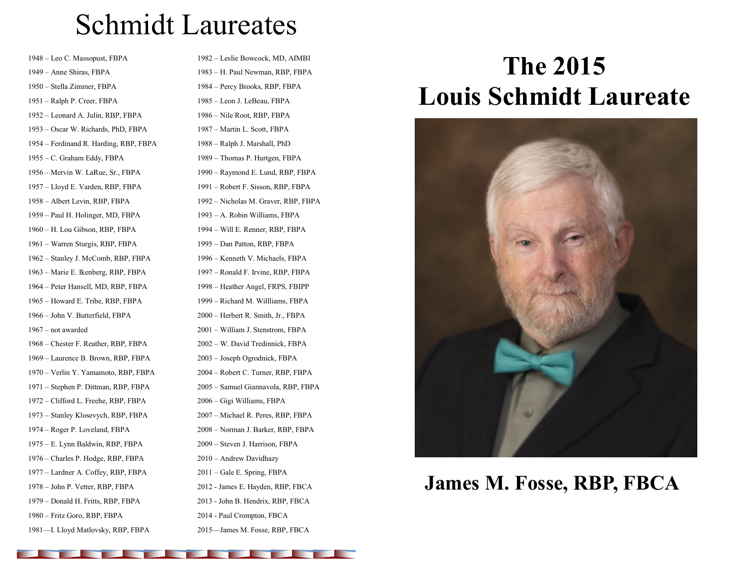# Schmidt Laureates

1948 – Leo C. Massopust, FBPA
1949 – Anne Shiras, FBPA
1950 – Stella Zimmer, FBPA
1951 – Ralph P. Creer, FBPA
1952 – Leonard A. Julin, RBP, FBPA
1953 – Oscar W. Richards, PhD, FBPA
1954 – Ferdinand R. Harding, RBP, FBPA
1955 – C. Graham Eddy, FBPA
1956 – Mervin W. LaRue, Sr., FBPA
1957 – Lloyd E. Varden, RBP, FBPA
1958 – Albert Levin, RBP, FBPA
1959 – Paul H. Holinger, MD, FBPA
1960 – H. Lou Gibson, RBP, FBPA
1961 – Warren Sturgis, RBP, FBPA
1962 – Stanley J. McComb, RBP, FBPA
1963 – Marie E. Ikenberg, RBP, FBPA
1964 – Peter Hansell, MD, RBP, FBPA
1965 – Howard E. Tribe, RBP, FBPA
1966 – John V. Butterfield, FBPA
1967 – not awarded
1968 – Chester F. Reather, RBP, FBPA
1969 – Laurence B. Brown, RBP, FBPA
1970 – Verlin Y. Yamamoto, RBP, FBPA
1971 – Stephen P. Dittman, RBP, FBPA
1972 – Clifford L. Freehe, RBP, FBPA
1973 – Stanley Klosevych, RBP, FBPA
1974 – Roger P. Loveland, FBPA
1975 – E. Lynn Baldwin, RBP, FBPA
1976 – Charles P. Hodge, RBP, FBPA
1977 – Lardner A. Coffey, RBP, FBPA
1978 – John P. Vetter, RBP, FBPA
1979 – Donald H. Fritts, RBP, FBPA
1980 – Fritz Goro, RBP, FBPA
1981—I. Lloyd Matlovsky, RBP, FBPA
1982 – Leslie Bowcock, MD, AIMBI
1983 – H. Paul Newman, RBP, FBPA
1984 – Percy Brooks, RBP, FBPA
1985 – Leon J. LeBeau, FBPA
1986 – Nile Root, RBP, FBPA
1987 – Martin L. Scott, FBPA
1988 – Ralph J. Marshall, PhD
1989 – Thomas P. Hurtgen, FBPA
1990 – Raymond E. Lund, RBP, FBPA
1991 – Robert F. Sisson, RBP, FBPA
1992 – Nicholas M. Graver, RBP, FBPA
1993 – A. Robin Williams, FBPA
1994 – Will E. Renner, RBP, FBPA
1995 – Dan Patton, RBP, FBPA
1996 – Kenneth V. Michaels, FBPA
1997 – Ronald F. Irvine, RBP, FBPA
1998 – Heather Angel, FRPS, FBIPP
1999 – Richard M. Willliams, FBPA
2000 – Herbert R. Smith, Jr., FBPA
2001 – William J. Stenstrom, FBPA
2002 – W. David Tredinnick, FBPA
2003 – Joseph Ogrodnick, FBPA
2004 – Robert C. Turner, RBP, FBPA
2005 – Samuel Giannavola, RBP, FBPA
2006 – Gigi Williams, FBPA
2007 – Michael R. Peres, RBP, FBPA
2008 – Norman J. Barker, RBP, FBPA
2009 – Steven J. Harrison, FBPA
2010 – Andrew Davidhazy
2011 – Gale E. Spring, FBPA
2012 - James E. Hayden, RBP, FBCA
2013 - John B. Hendrix, RBP, FBCA
2014 - Paul Crompton, FBCA
2015—James M. Fosse, RBP, FBCA

# The 2015 Louis Schmidt Laureate

**James M. Fosse, RBP, FBCA**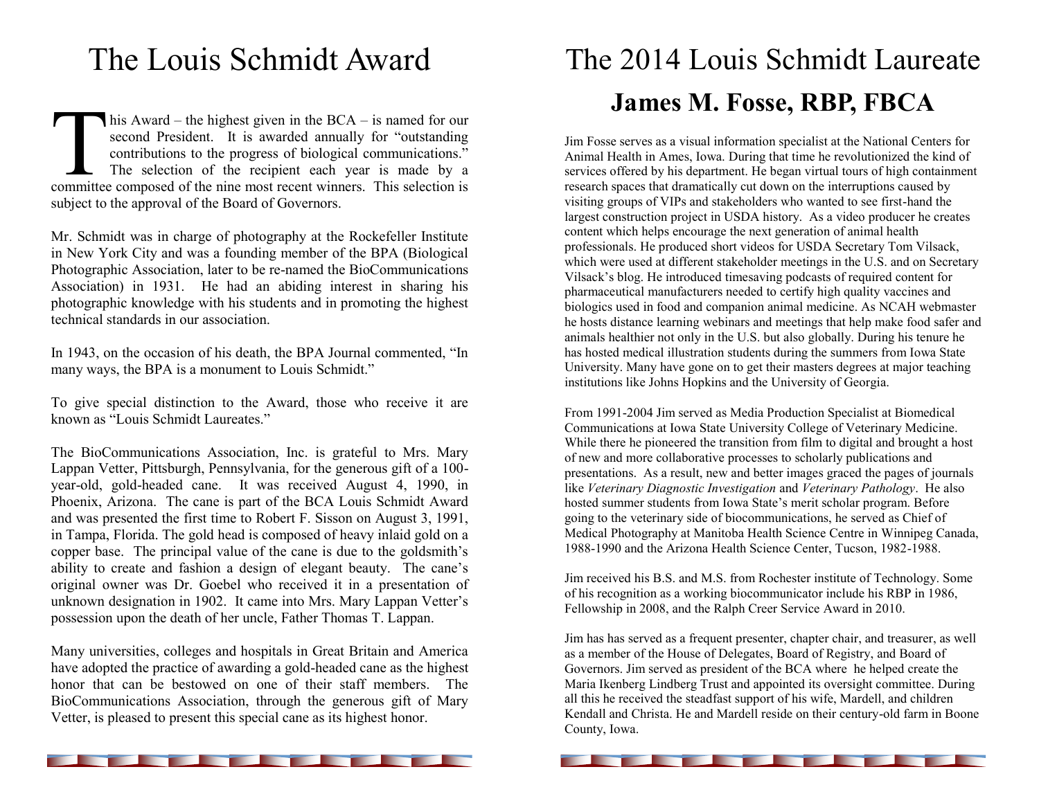# The Louis Schmidt Award

This Award – the highest given in the BCA – is named for our second President. It is awarded annually for "outstanding contributions to the progress of biological communications." The selection of the recipient each year is made by a committee composed of the nine most recent winners. This selection is subject to the approval of the Board of Governors.

Mr. Schmidt was in charge of photography at the Rockefeller Institute in New York City and was a founding member of the BPA (Biological Photographic Association, later to be re-named the BioCommunications Association) in 1931. He had an abiding interest in sharing his photographic knowledge with his students and in promoting the highest technical standards in our association.

In 1943, on the occasion of his death, the BPA Journal commented, "In many ways, the BPA is a monument to Louis Schmidt."

To give special distinction to the Award, those who receive it are known as "Louis Schmidt Laureates."

The BioCommunications Association, Inc. is grateful to Mrs. Mary Lappan Vetter, Pittsburgh, Pennsylvania, for the generous gift of a 100-year-old, gold-headed cane. It was received August 4, 1990, in Phoenix, Arizona. The cane is part of the BCA Louis Schmidt Award and was presented the first time to Robert F. Sisson on August 3, 1991, in Tampa, Florida. The gold head is composed of heavy inlaid gold on a copper base. The principal value of the cane is due to the goldsmith's ability to create and fashion a design of elegant beauty. The cane's original owner was Dr. Goebel who received it in a presentation of unknown designation in 1902. It came into Mrs. Mary Lappan Vetter's possession upon the death of her uncle, Father Thomas T. Lappan.

Many universities, colleges and hospitals in Great Britain and America have adopted the practice of awarding a gold-headed cane as the highest honor that can be bestowed on one of their staff members. The BioCommunications Association, through the generous gift of Mary Vetter, is pleased to present this special cane as its highest honor.

# The 2014 Louis Schmidt Laureate

## James M. Fosse, RBP, FBCA

Jim Fosse serves as a visual information specialist at the National Centers for Animal Health in Ames, Iowa. During that time he revolutionized the kind of services offered by his department. He began virtual tours of high containment research spaces that dramatically cut down on the interruptions caused by visiting groups of VIPs and stakeholders who wanted to see first-hand the largest construction project in USDA history. As a video producer he creates content which helps encourage the next generation of animal health professionals. He produced short videos for USDA Secretary Tom Vilsack, which were used at different stakeholder meetings in the U.S. and on Secretary Vilsack's blog. He introduced timesaving podcasts of required content for pharmaceutical manufacturers needed to certify high quality vaccines and biologics used in food and companion animal medicine. As NCAH webmaster he hosts distance learning webinars and meetings that help make food safer and animals healthier not only in the U.S. but also globally. During his tenure he has hosted medical illustration students during the summers from Iowa State University. Many have gone on to get their masters degrees at major teaching institutions like Johns Hopkins and the University of Georgia.

From 1991-2004 Jim served as Media Production Specialist at Biomedical Communications at Iowa State University College of Veterinary Medicine. While there he pioneered the transition from film to digital and brought a host of new and more collaborative processes to scholarly publications and presentations. As a result, new and better images graced the pages of journals like *Veterinary Diagnostic Investigation* and *Veterinary Pathology*. He also hosted summer students from Iowa State's merit scholar program. Before going to the veterinary side of biocommunications, he served as Chief of Medical Photography at Manitoba Health Science Centre in Winnipeg Canada, 1988-1990 and the Arizona Health Science Center, Tucson, 1982-1988.

Jim received his B.S. and M.S. from Rochester institute of Technology. Some of his recognition as a working biocommunicator include his RBP in 1986, Fellowship in 2008, and the Ralph Creer Service Award in 2010.

Jim has has served as a frequent presenter, chapter chair, and treasurer, as well as a member of the House of Delegates, Board of Registry, and Board of Governors. Jim served as president of the BCA where he helped create the Maria Ikenberg Lindberg Trust and appointed its oversight committee. During all this he received the steadfast support of his wife, Mardell, and children Kendall and Christa. He and Mardell reside on their century-old farm in Boone County, Iowa.